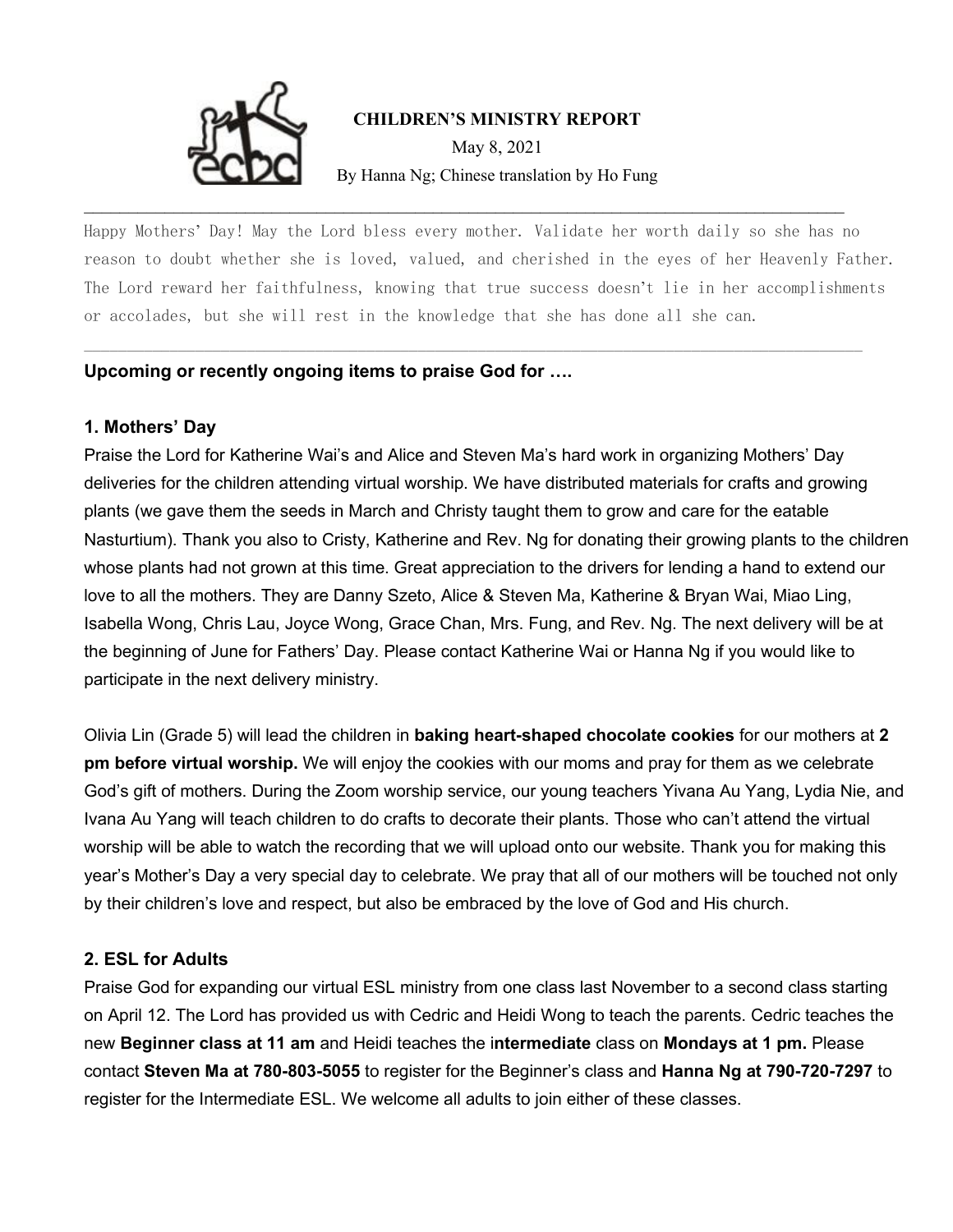# CHILDREN'S MINISTRY REPORT

May 8, 2021

By Hanna Ng; Chinese translation by Ho Fung

---

Happy Mothers' Day! May the Lord bless every mother. Validate her worth daily so she has no reason to doubt whether she is loved, valued, and cherished in the eyes of her Heavenly Father. The Lord reward her faithfulness, knowing that true success doesn't lie in her accomplishments or accolades, but she will rest in the knowledge that she has done all she can.

---

## Upcoming or recently ongoing items to praise God for ….

### 1. Mothers' Day

Praise the Lord for Katherine Wai's and Alice and Steven Ma's hard work in organizing Mothers' Day deliveries for the children attending virtual worship. We have distributed materials for crafts and growing plants (we gave them the seeds in March and Christy taught them to grow and care for the eatable Nasturtium). Thank you also to Cristy, Katherine and Rev. Ng for donating their growing plants to the children whose plants had not grown at this time. Great appreciation to the drivers for lending a hand to extend our love to all the mothers. They are Danny Szeto, Alice & Steven Ma, Katherine & Bryan Wai, Miao Ling, Isabella Wong, Chris Lau, Joyce Wong, Grace Chan, Mrs. Fung, and Rev. Ng. The next delivery will be at the beginning of June for Fathers' Day. Please contact Katherine Wai or Hanna Ng if you would like to participate in the next delivery ministry.

Olivia Lin (Grade 5) will lead the children in **baking heart-shaped chocolate cookies** for our mothers at **2 pm before virtual worship.** We will enjoy the cookies with our moms and pray for them as we celebrate God's gift of mothers. During the Zoom worship service, our young teachers Yivana Au Yang, Lydia Nie, and Ivana Au Yang will teach children to do crafts to decorate their plants. Those who can't attend the virtual worship will be able to watch the recording that we will upload onto our website. Thank you for making this year's Mother's Day a very special day to celebrate. We pray that all of our mothers will be touched not only by their children's love and respect, but also be embraced by the love of God and His church.

### 2. ESL for Adults

Praise God for expanding our virtual ESL ministry from one class last November to a second class starting on April 12. The Lord has provided us with Cedric and Heidi Wong to teach the parents. Cedric teaches the new **Beginner class at 11 am** and Heidi teaches the i**ntermediate** class on **Mondays at 1 pm.** Please contact **Steven Ma at 780-803-5055** to register for the Beginner's class and **Hanna Ng at 790-720-7297** to register for the Intermediate ESL. We welcome all adults to join either of these classes.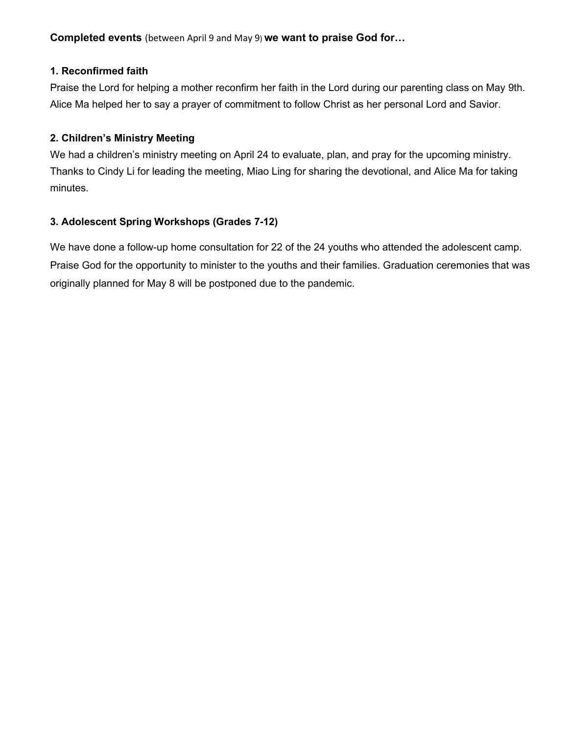**Completed events** (between April 9 and May 9) **we want to praise God for…**

**1. Reconfirmed faith**

Praise the Lord for helping a mother reconfirm her faith in the Lord during our parenting class on May 9th. Alice Ma helped her to say a prayer of commitment to follow Christ as her personal Lord and Savior.

**2. Children's Ministry Meeting**

We had a children's ministry meeting on April 24 to evaluate, plan, and pray for the upcoming ministry. Thanks to Cindy Li for leading the meeting, Miao Ling for sharing the devotional, and Alice Ma for taking minutes.

**3. Adolescent Spring Workshops (Grades 7-12)**

We have done a follow-up home consultation for 22 of the 24 youths who attended the adolescent camp. Praise God for the opportunity to minister to the youths and their families. Graduation ceremonies that was originally planned for May 8 will be postponed due to the pandemic.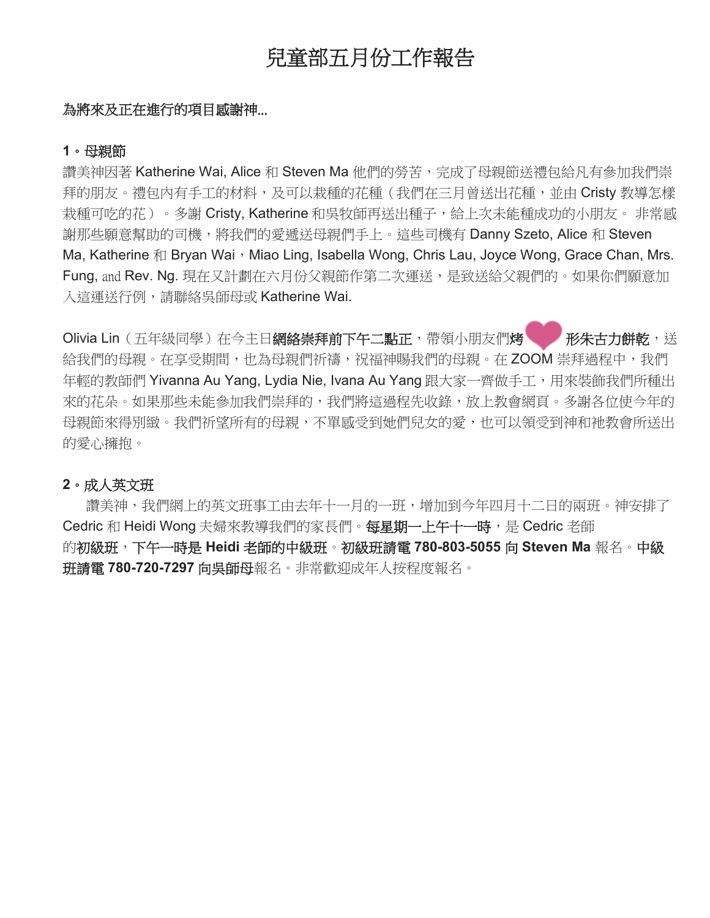# 兒童部五月份工作報告

**為將來及正在進行的項目感謝神...**

**1。母親節**

讚美神因著 Katherine Wai, Alice 和 Steven Ma 他們的勞苦，完成了母親節送禮包給凡有參加我們崇拜的朋友。禮包內有手工的材料，及可以栽種的花種（我們在三月曾送出花種，並由 Cristy 教導怎樣栽種可吃的花）。多謝 Cristy, Katherine 和吳牧師再送出種子，給上次未能種成功的小朋友。 非常感謝那些願意幫助的司機，將我們的愛遞送母親們手上。這些司機有 Danny Szeto, Alice 和 Steven Ma, Katherine 和 Bryan Wai，Miao Ling, Isabella Wong, Chris Lau, Joyce Wong, Grace Chan, Mrs. Fung, and Rev. Ng. 現在又計劃在六月份父親節作第二次運送，是致送給父親們的。如果你們願意加入這運送行例，請聯絡吳師母或 Katherine Wai.

Olivia Lin（五年級同學）在今主日**網絡崇拜前下午二點正**，帶領小朋友們**烤❤形朱古力餅乾**，送給我們的母親。在享受期間，也為母親們祈禱，祝福神賜我們的母親。在 ZOOM 崇拜過程中，我們年輕的教師們 Yivanna Au Yang, Lydia Nie, Ivana Au Yang 跟大家一齊做手工，用來裝飾我們所種出來的花朵。如果那些未能參加我們崇拜的，我們將這過程先收錄，放上教會網頁。多謝各位使今年的母親節來得別緻。我們祈望所有的母親，不單感受到她們兒女的愛，也可以領受到神和祂教會所送出的愛心擁抱。

**2。成人英文班**

讚美神，我們網上的英文班事工由去年十一月的一班，增加到今年四月十二日的兩班。神安排了 Cedric 和 Heidi Wong 夫婦來教導我們的家長們。**每星期一上午十一時**，是 Cedric 老師的**初級班，下午一時是 Heidi 老師的中級班**。**初級班請電 780-803-5055 向 Steven Ma** 報名。**中級班請電 780-720-7297 向吳師母**報名。非常歡迎成年人按程度報名。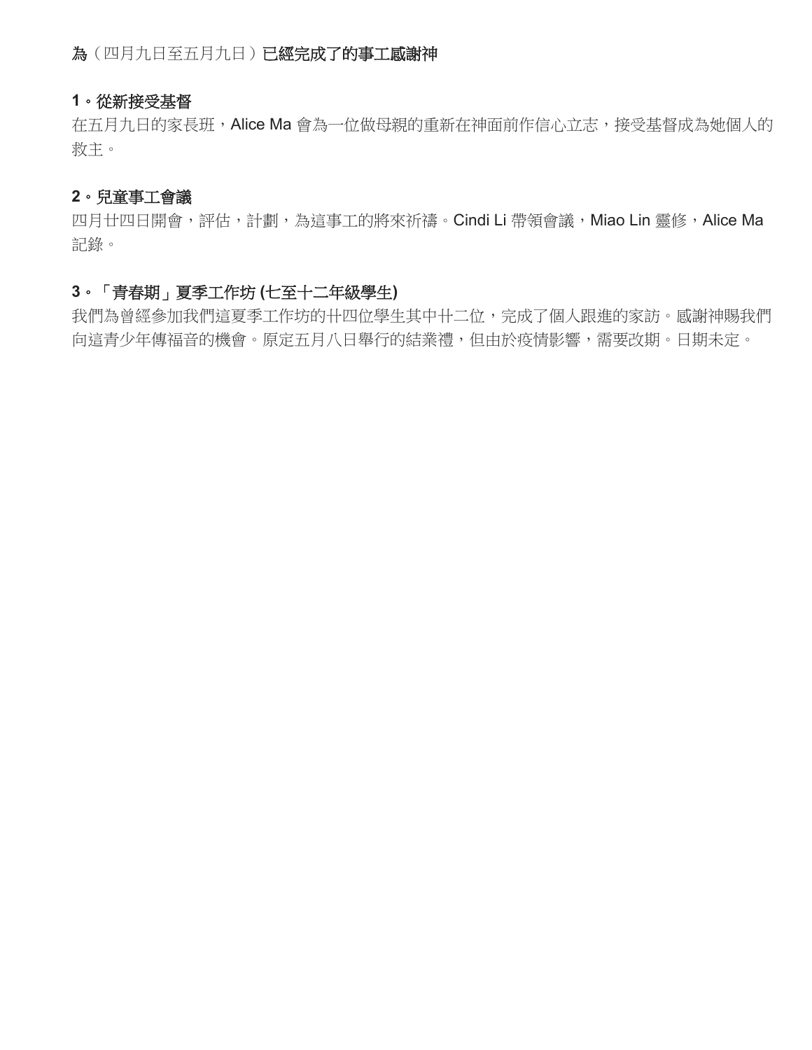**為**（四月九日至五月九日）**已經完成了的事工感謝神**

**1。從新接受基督**

在五月九日的家長班，Alice Ma 會為一位做母親的重新在神面前作信心立志，接受基督成為她個人的救主。

**2。兒童事工會議**

四月廿四日開會，評估，計劃，為這事工的將來祈禱。Cindi Li 帶領會議，Miao Lin 靈修，Alice Ma 記錄。

**3。「青春期」夏季工作坊 (七至十二年級學生)**

我們為曾經參加我們這夏季工作坊的廿四位學生其中廿二位，完成了個人跟進的家訪。感謝神賜我們向這青少年傳福音的機會。原定五月八日舉行的結業禮，但由於疫情影響，需要改期。日期未定。